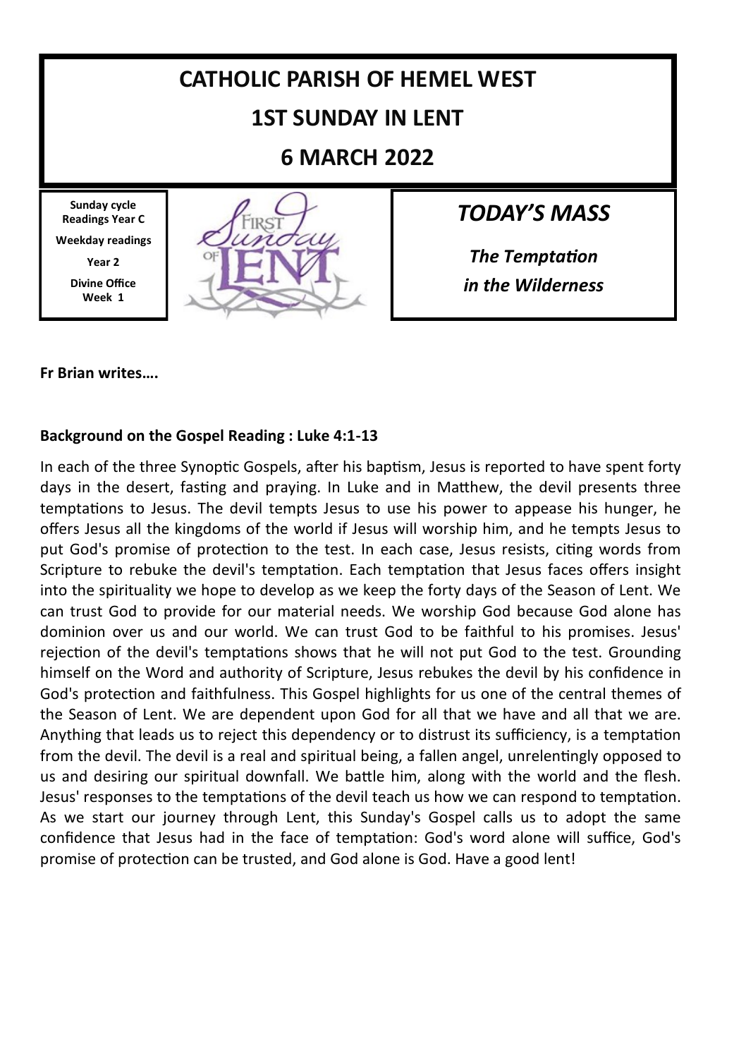# CATHOLIC PARISH OF HEMEL WEST

## 1ST SUNDAY IN LENT

## 6 MARCH 2022

**Sunday cycle Readings Year C**

**Weekday readings**

**Year 2**

**Divine Office Week 1**

## *TODAY'S MASS*

***The Temptation in the Wilderness***

**Fr Brian writes….**

**Background on the Gospel Reading : Luke 4:1-13**

In each of the three Synoptic Gospels, after his baptism, Jesus is reported to have spent forty days in the desert, fasting and praying. In Luke and in Matthew, the devil presents three temptations to Jesus. The devil tempts Jesus to use his power to appease his hunger, he offers Jesus all the kingdoms of the world if Jesus will worship him, and he tempts Jesus to put God's promise of protection to the test. In each case, Jesus resists, citing words from Scripture to rebuke the devil's temptation. Each temptation that Jesus faces offers insight into the spirituality we hope to develop as we keep the forty days of the Season of Lent. We can trust God to provide for our material needs. We worship God because God alone has dominion over us and our world. We can trust God to be faithful to his promises. Jesus' rejection of the devil's temptations shows that he will not put God to the test. Grounding himself on the Word and authority of Scripture, Jesus rebukes the devil by his confidence in God's protection and faithfulness. This Gospel highlights for us one of the central themes of the Season of Lent. We are dependent upon God for all that we have and all that we are. Anything that leads us to reject this dependency or to distrust its sufficiency, is a temptation from the devil. The devil is a real and spiritual being, a fallen angel, unrelentingly opposed to us and desiring our spiritual downfall. We battle him, along with the world and the flesh. Jesus' responses to the temptations of the devil teach us how we can respond to temptation. As we start our journey through Lent, this Sunday's Gospel calls us to adopt the same confidence that Jesus had in the face of temptation: God's word alone will suffice, God's promise of protection can be trusted, and God alone is God. Have a good lent!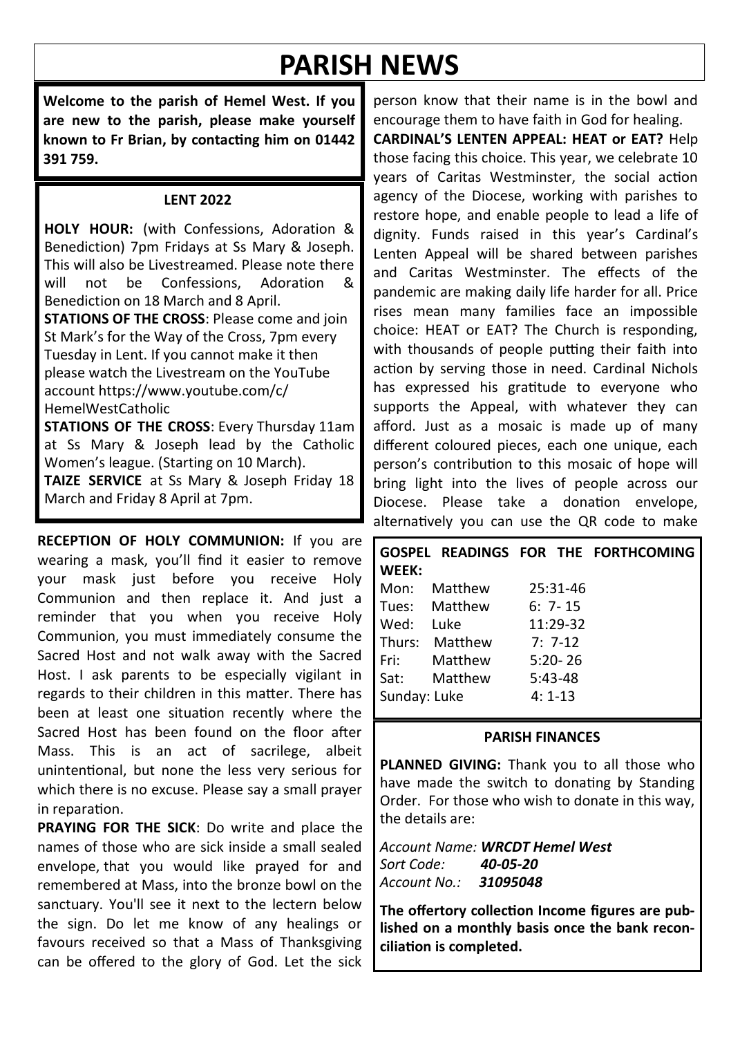# PARISH NEWS

**Welcome to the parish of Hemel West. If you are new to the parish, please make yourself known to Fr Brian, by contacting him on 01442 391 759.**

### LENT 2022

**HOLY HOUR:** (with Confessions, Adoration & Benediction) 7pm Fridays at Ss Mary & Joseph. This will also be Livestreamed. Please note there will not be Confessions, Adoration & Benediction on 18 March and 8 April.

**STATIONS OF THE CROSS**: Please come and join St Mark's for the Way of the Cross, 7pm every Tuesday in Lent. If you cannot make it then please watch the Livestream on the YouTube account https://www.youtube.com/c/HemelWestCatholic

**STATIONS OF THE CROSS**: Every Thursday 11am at Ss Mary & Joseph lead by the Catholic Women's league. (Starting on 10 March).

**TAIZE SERVICE** at Ss Mary & Joseph Friday 18 March and Friday 8 April at 7pm.

**RECEPTION OF HOLY COMMUNION:** If you are wearing a mask, you'll find it easier to remove your mask just before you receive Holy Communion and then replace it. And just a reminder that you when you receive Holy Communion, you must immediately consume the Sacred Host and not walk away with the Sacred Host. I ask parents to be especially vigilant in regards to their children in this matter. There has been at least one situation recently where the Sacred Host has been found on the floor after Mass. This is an act of sacrilege, albeit unintentional, but none the less very serious for which there is no excuse. Please say a small prayer in reparation.

**PRAYING FOR THE SICK**: Do write and place the names of those who are sick inside a small sealed envelope, that you would like prayed for and remembered at Mass, into the bronze bowl on the sanctuary. You'll see it next to the lectern below the sign. Do let me know of any healings or favours received so that a Mass of Thanksgiving can be offered to the glory of God. Let the sick person know that their name is in the bowl and encourage them to have faith in God for healing.

**CARDINAL'S LENTEN APPEAL: HEAT or EAT?** Help those facing this choice. This year, we celebrate 10 years of Caritas Westminster, the social action agency of the Diocese, working with parishes to restore hope, and enable people to lead a life of dignity. Funds raised in this year's Cardinal's Lenten Appeal will be shared between parishes and Caritas Westminster. The effects of the pandemic are making daily life harder for all. Price rises mean many families face an impossible choice: HEAT or EAT? The Church is responding, with thousands of people putting their faith into action by serving those in need. Cardinal Nichols has expressed his gratitude to everyone who supports the Appeal, with whatever they can afford. Just as a mosaic is made up of many different coloured pieces, each one unique, each person's contribution to this mosaic of hope will bring light into the lives of people across our Diocese. Please take a donation envelope, alternatively you can use the QR code to make

**GOSPEL READINGS FOR THE FORTHCOMING WEEK:**

| | | |
|---|---|---|
| Mon: | Matthew | 25:31-46 |
| Tues: | Matthew | 6: 7- 15 |
| Wed: | Luke | 11:29-32 |
| Thurs: | Matthew | 7: 7-12 |
| Fri: | Matthew | 5:20- 26 |
| Sat: | Matthew | 5:43-48 |
| Sunday: | Luke | 4: 1-13 |

### PARISH FINANCES

**PLANNED GIVING:** Thank you to all those who have made the switch to donating by Standing Order. For those who wish to donate in this way, the details are:

*Account Name:* ***WRCDT Hemel West***
*Sort Code:* ***40-05-20***
*Account No.:* ***31095048***

**The offertory collection Income figures are published on a monthly basis once the bank reconciliation is completed.**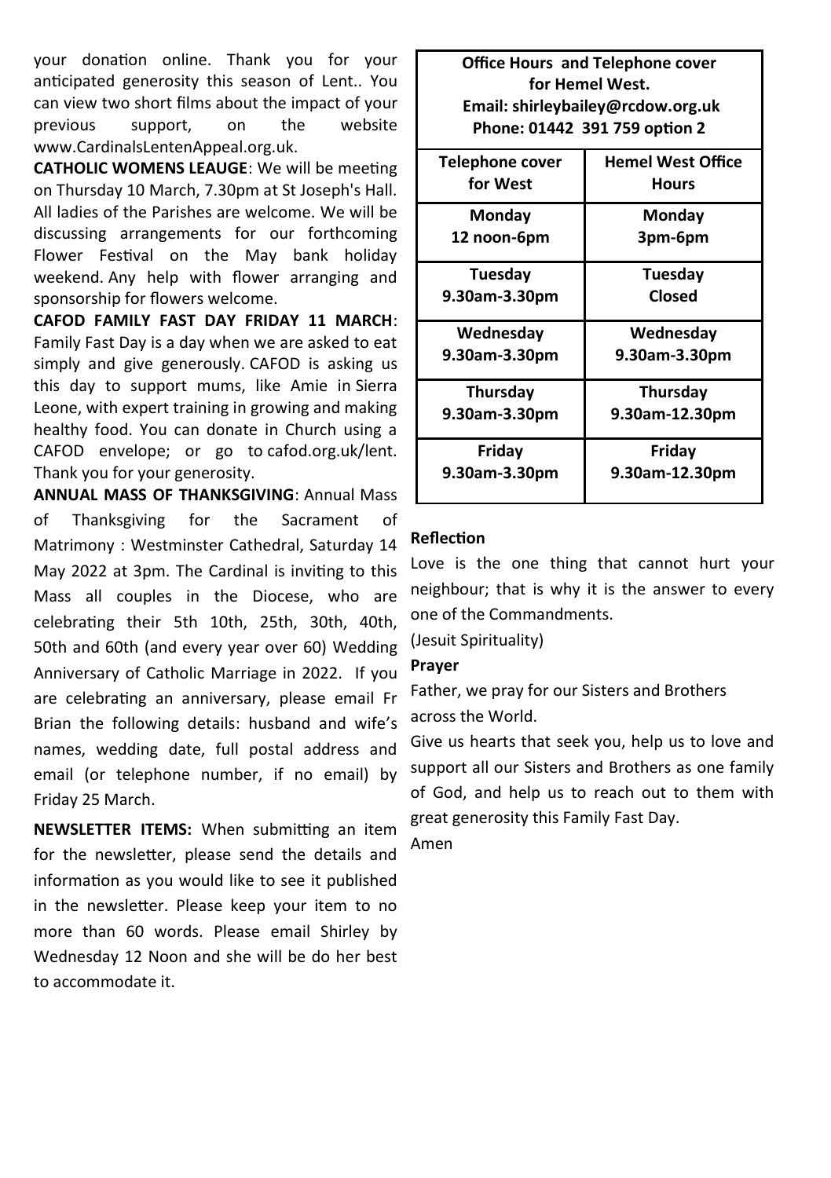your donation online. Thank you for your anticipated generosity this season of Lent.. You can view two short films about the impact of your previous support, on the website www.CardinalsLentenAppeal.org.uk.

**CATHOLIC WOMENS LEAUGE**: We will be meeting on Thursday 10 March, 7.30pm at St Joseph's Hall. All ladies of the Parishes are welcome. We will be discussing arrangements for our forthcoming Flower Festival on the May bank holiday weekend. Any help with flower arranging and sponsorship for flowers welcome.

**CAFOD FAMILY FAST DAY FRIDAY 11 MARCH**: Family Fast Day is a day when we are asked to eat simply and give generously. CAFOD is asking us this day to support mums, like Amie in Sierra Leone, with expert training in growing and making healthy food. You can donate in Church using a CAFOD envelope; or go to cafod.org.uk/lent. Thank you for your generosity.

**ANNUAL MASS OF THANKSGIVING**: Annual Mass of Thanksgiving for the Sacrament of Matrimony : Westminster Cathedral, Saturday 14 May 2022 at 3pm. The Cardinal is inviting to this Mass all couples in the Diocese, who are celebrating their 5th 10th, 25th, 30th, 40th, 50th and 60th (and every year over 60) Wedding Anniversary of Catholic Marriage in 2022. If you are celebrating an anniversary, please email Fr Brian the following details: husband and wife's names, wedding date, full postal address and email (or telephone number, if no email) by Friday 25 March.

**NEWSLETTER ITEMS:** When submitting an item for the newsletter, please send the details and information as you would like to see it published in the newsletter. Please keep your item to no more than 60 words. Please email Shirley by Wednesday 12 Noon and she will be do her best to accommodate it.

**Office Hours and Telephone cover for Hemel West.**
**Email: shirleybailey@rcdow.org.uk**
**Phone: 01442 391 759 option 2**

| Telephone cover for West | Hemel West Office Hours |
|---|---|
| **Monday** 12 noon-6pm | **Monday** 3pm-6pm |
| **Tuesday** 9.30am-3.30pm | **Tuesday** Closed |
| **Wednesday** 9.30am-3.30pm | **Wednesday** 9.30am-3.30pm |
| **Thursday** 9.30am-3.30pm | **Thursday** 9.30am-12.30pm |
| **Friday** 9.30am-3.30pm | **Friday** 9.30am-12.30pm |

**Reflection**

Love is the one thing that cannot hurt your neighbour; that is why it is the answer to every one of the Commandments.

(Jesuit Spirituality)

**Prayer**

Father, we pray for our Sisters and Brothers across the World.

Give us hearts that seek you, help us to love and support all our Sisters and Brothers as one family of God, and help us to reach out to them with great generosity this Family Fast Day.

Amen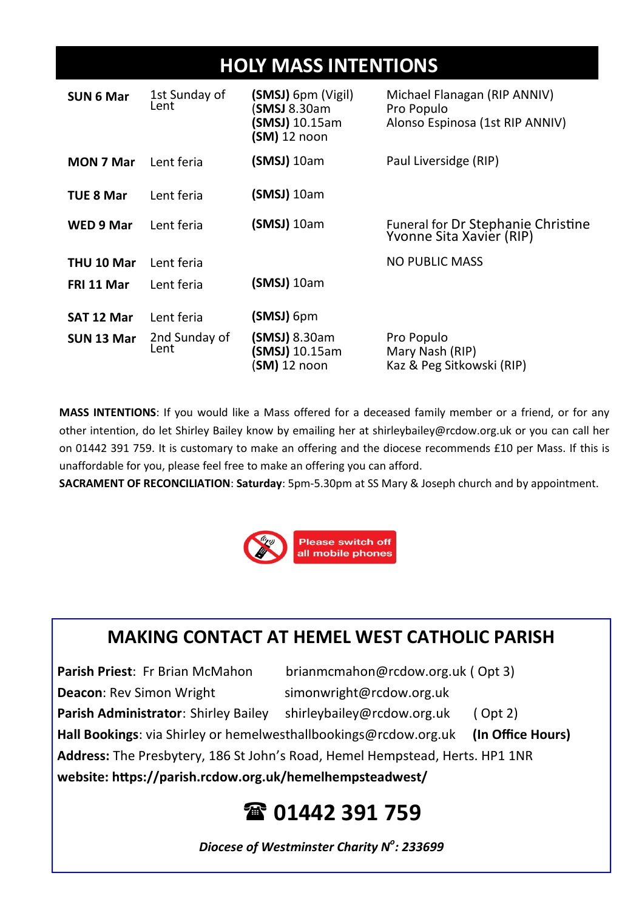# HOLY MASS INTENTIONS

| | | | |
|---|---|---|---|
| **SUN 6 Mar** | 1st Sunday of Lent | **(SMSJ)** 6pm (Vigil)<br>**(SMSJ** 8.30am<br>**(SMSJ)** 10.15am<br>**(SM)** 12 noon | Michael Flanagan (RIP ANNIV)<br>Pro Populo<br>Alonso Espinosa (1st RIP ANNIV) |
| **MON 7 Mar** | Lent feria | **(SMSJ)** 10am | Paul Liversidge (RIP) |
| **TUE 8 Mar** | Lent feria | **(SMSJ)** 10am | |
| **WED 9 Mar** | Lent feria | **(SMSJ)** 10am | Funeral for Dr Stephanie Christine Yvonne Sita Xavier (RIP) |
| **THU 10 Mar** | Lent feria | | NO PUBLIC MASS |
| **FRI 11 Mar** | Lent feria | **(SMSJ)** 10am | |
| **SAT 12 Mar** | Lent feria | **(SMSJ)** 6pm | |
| **SUN 13 Mar** | 2nd Sunday of Lent | **(SMSJ)** 8.30am<br>**(SMSJ)** 10.15am<br>**(SM)** 12 noon | Pro Populo<br>Mary Nash (RIP)<br>Kaz & Peg Sitkowski (RIP) |

**MASS INTENTIONS**: If you would like a Mass offered for a deceased family member or a friend, or for any other intention, do let Shirley Bailey know by emailing her at shirleybailey@rcdow.org.uk or you can call her on 01442 391 759. It is customary to make an offering and the diocese recommends £10 per Mass. If this is unaffordable for you, please feel free to make an offering you can afford.

**SACRAMENT OF RECONCILIATION**: **Saturday**: 5pm-5.30pm at SS Mary & Joseph church and by appointment.

Please switch off all mobile phones

## MAKING CONTACT AT HEMEL WEST CATHOLIC PARISH

**Parish Priest**: Fr Brian McMahon brianmcmahon@rcdow.org.uk ( Opt 3)

**Deacon**: Rev Simon Wright simonwright@rcdow.org.uk

**Parish Administrator**: Shirley Bailey shirleybailey@rcdow.org.uk ( Opt 2)

**Hall Bookings**: via Shirley or hemelwesthallbookings@rcdow.org.uk **(In Office Hours)**

**Address:** The Presbytery, 186 St John's Road, Hemel Hempstead, Herts. HP1 1NR

**website: https://parish.rcdow.org.uk/hemelhempsteadwest/**

## ☎ 01442 391 759

***Diocese of Westminster Charity N$^o$: 233699***